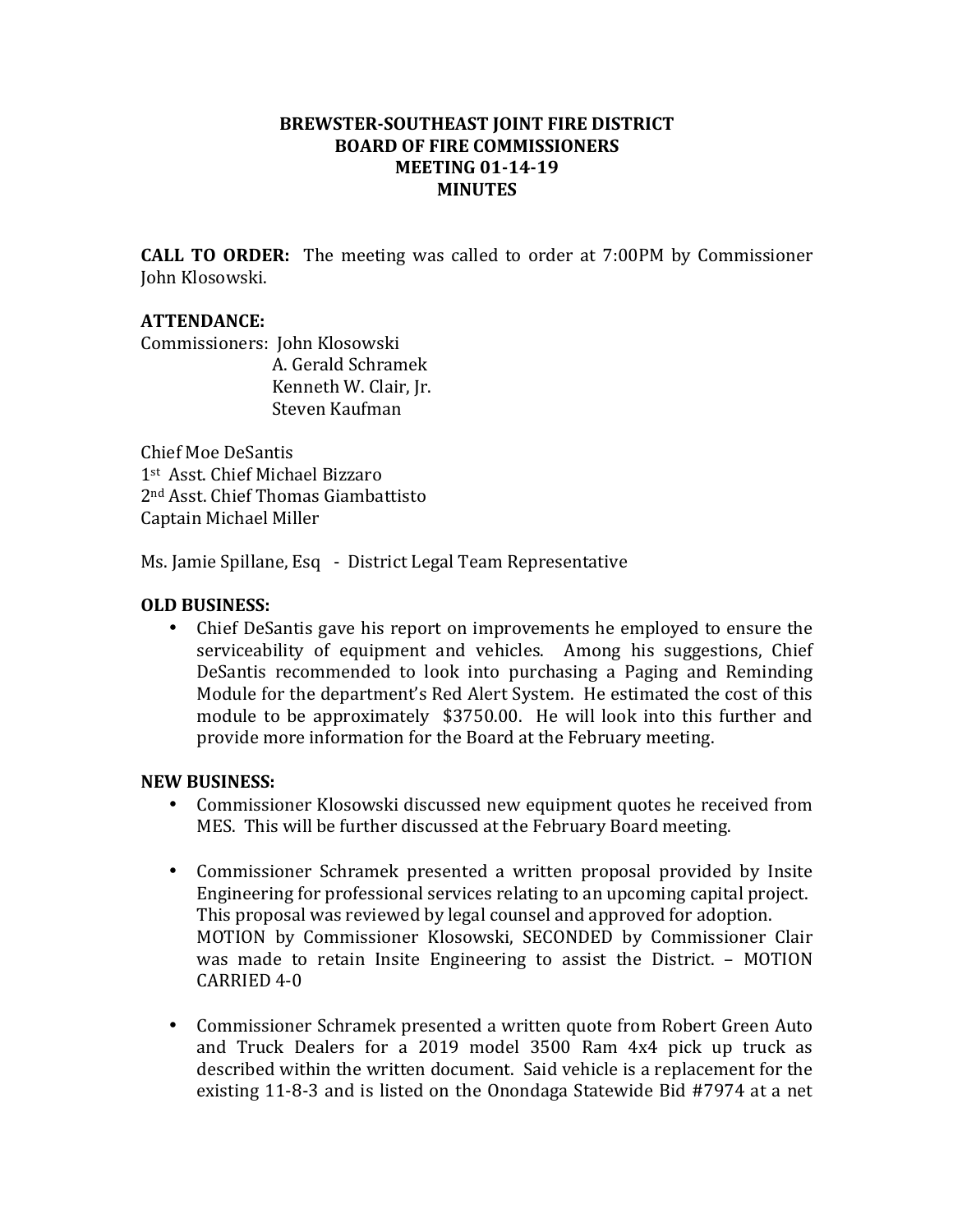# BREWSTER-SOUTHEAST JOINT FIRE DISTRICT
# BOARD OF FIRE COMMISSIONERS
# MEETING 01-14-19
# MINUTES

**CALL TO ORDER:** The meeting was called to order at 7:00PM by Commissioner John Klosowski.

**ATTENDANCE:**

Commissioners: John Klosowski
A. Gerald Schramek
Kenneth W. Clair, Jr.
Steven Kaufman

Chief Moe DeSantis
1st Asst. Chief Michael Bizzaro
2nd Asst. Chief Thomas Giambattisto
Captain Michael Miller

Ms. Jamie Spillane, Esq - District Legal Team Representative

**OLD BUSINESS:**

- Chief DeSantis gave his report on improvements he employed to ensure the serviceability of equipment and vehicles. Among his suggestions, Chief DeSantis recommended to look into purchasing a Paging and Reminding Module for the department's Red Alert System. He estimated the cost of this module to be approximately $3750.00. He will look into this further and provide more information for the Board at the February meeting.

**NEW BUSINESS:**

- Commissioner Klosowski discussed new equipment quotes he received from MES. This will be further discussed at the February Board meeting.

- Commissioner Schramek presented a written proposal provided by Insite Engineering for professional services relating to an upcoming capital project. This proposal was reviewed by legal counsel and approved for adoption.
  MOTION by Commissioner Klosowski, SECONDED by Commissioner Clair was made to retain Insite Engineering to assist the District. – MOTION CARRIED 4-0

- Commissioner Schramek presented a written quote from Robert Green Auto and Truck Dealers for a 2019 model 3500 Ram 4x4 pick up truck as described within the written document. Said vehicle is a replacement for the existing 11-8-3 and is listed on the Onondaga Statewide Bid #7974 at a net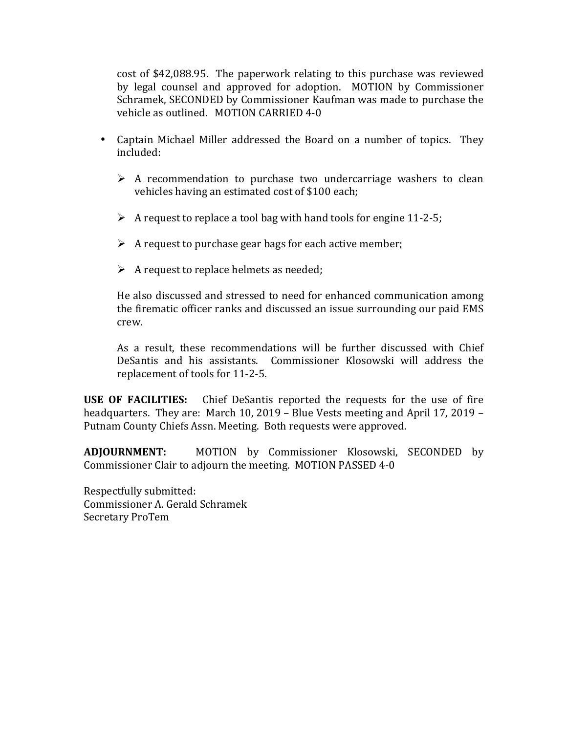cost of $42,088.95. The paperwork relating to this purchase was reviewed by legal counsel and approved for adoption. MOTION by Commissioner Schramek, SECONDED by Commissioner Kaufman was made to purchase the vehicle as outlined. MOTION CARRIED 4-0

- Captain Michael Miller addressed the Board on a number of topics. They included:

  - A recommendation to purchase two undercarriage washers to clean vehicles having an estimated cost of $100 each;

  - A request to replace a tool bag with hand tools for engine 11-2-5;

  - A request to purchase gear bags for each active member;

  - A request to replace helmets as needed;

  He also discussed and stressed to need for enhanced communication among the firematic officer ranks and discussed an issue surrounding our paid EMS crew.

  As a result, these recommendations will be further discussed with Chief DeSantis and his assistants. Commissioner Klosowski will address the replacement of tools for 11-2-5.

**USE OF FACILITIES:** Chief DeSantis reported the requests for the use of fire headquarters. They are: March 10, 2019 – Blue Vests meeting and April 17, 2019 – Putnam County Chiefs Assn. Meeting. Both requests were approved.

**ADJOURNMENT:** MOTION by Commissioner Klosowski, SECONDED by Commissioner Clair to adjourn the meeting. MOTION PASSED 4-0

Respectfully submitted:
Commissioner A. Gerald Schramek
Secretary ProTem